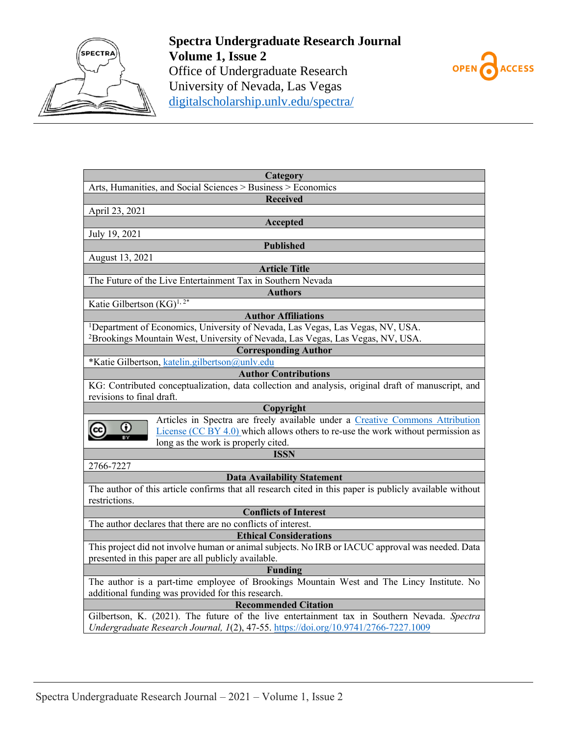**Spectra Undergraduate Research Journal**
**Volume 1, Issue 2**
Office of Undergraduate Research
University of Nevada, Las Vegas
digitalscholarship.unlv.edu/spectra/

OPEN ACCESS

| Category |
|---|
| Arts, Humanities, and Social Sciences > Business > Economics |
| **Received** |
| April 23, 2021 |
| **Accepted** |
| July 19, 2021 |
| **Published** |
| August 13, 2021 |
| **Article Title** |
| The Future of the Live Entertainment Tax in Southern Nevada |
| **Authors** |
| Katie Gilbertson (KG)[1, 2*] |
| **Author Affiliations** |
| [1]Department of Economics, University of Nevada, Las Vegas, Las Vegas, NV, USA. [2]Brookings Mountain West, University of Nevada, Las Vegas, Las Vegas, NV, USA. |
| **Corresponding Author** |
| *Katie Gilbertson, katelin.gilbertson@unlv.edu |
| **Author Contributions** |
| KG: Contributed conceptualization, data collection and analysis, original draft of manuscript, and revisions to final draft. |
| **Copyright** |
| Articles in Spectra are freely available under a Creative Commons Attribution License (CC BY 4.0) which allows others to re-use the work without permission as long as the work is properly cited. |
| **ISSN** |
| 2766-7227 |
| **Data Availability Statement** |
| The author of this article confirms that all research cited in this paper is publicly available without restrictions. |
| **Conflicts of Interest** |
| The author declares that there are no conflicts of interest. |
| **Ethical Considerations** |
| This project did not involve human or animal subjects. No IRB or IACUC approval was needed. Data presented in this paper are all publicly available. |
| **Funding** |
| The author is a part-time employee of Brookings Mountain West and The Lincy Institute. No additional funding was provided for this research. |
| **Recommended Citation** |
| Gilbertson, K. (2021). The future of the live entertainment tax in Southern Nevada. *Spectra Undergraduate Research Journal, 1*(2), 47-55. https://doi.org/10.9741/2766-7227.1009 |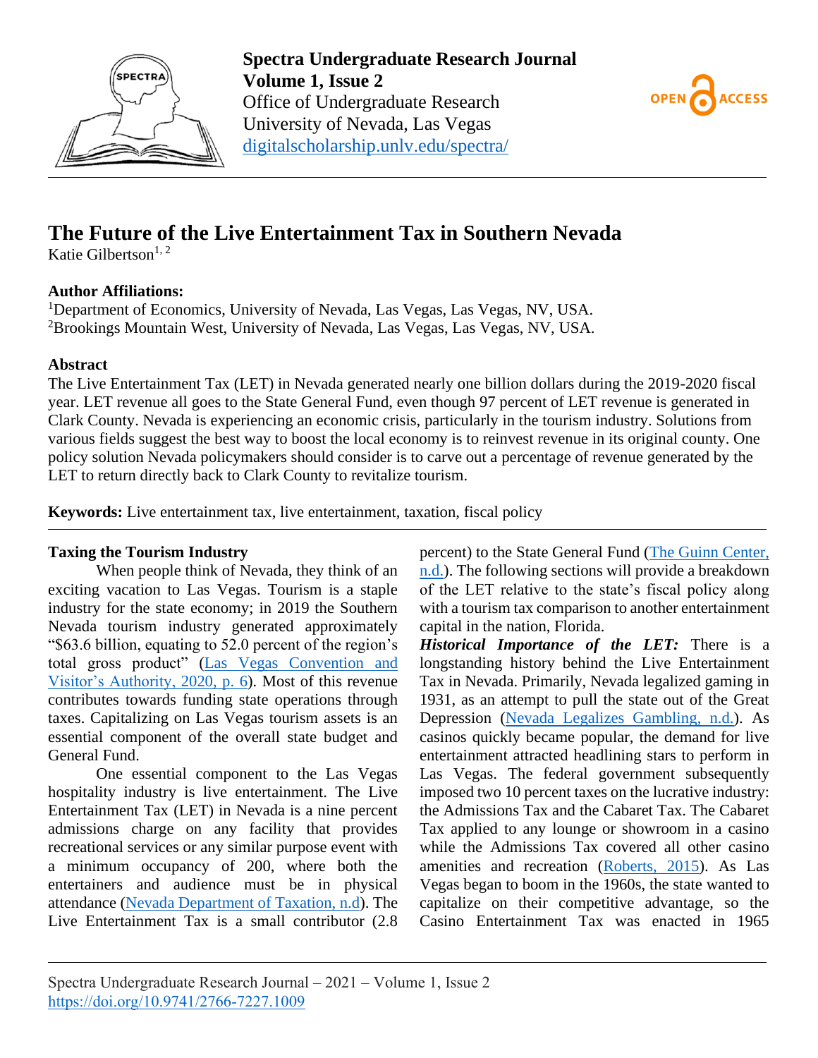# The Future of the Live Entertainment Tax in Southern Nevada

Katie Gilbertson[1,2]

**Author Affiliations:**

[1]Department of Economics, University of Nevada, Las Vegas, Las Vegas, NV, USA.
[2]Brookings Mountain West, University of Nevada, Las Vegas, Las Vegas, NV, USA.

**Abstract**

The Live Entertainment Tax (LET) in Nevada generated nearly one billion dollars during the 2019-2020 fiscal year. LET revenue all goes to the State General Fund, even though 97 percent of LET revenue is generated in Clark County. Nevada is experiencing an economic crisis, particularly in the tourism industry. Solutions from various fields suggest the best way to boost the local economy is to reinvest revenue in its original county. One policy solution Nevada policymakers should consider is to carve out a percentage of revenue generated by the LET to return directly back to Clark County to revitalize tourism.

**Keywords:** Live entertainment tax, live entertainment, taxation, fiscal policy

## Taxing the Tourism Industry

When people think of Nevada, they think of an exciting vacation to Las Vegas. Tourism is a staple industry for the state economy; in 2019 the Southern Nevada tourism industry generated approximately "$63.6 billion, equating to 52.0 percent of the region's total gross product" (Las Vegas Convention and Visitor's Authority, 2020, p. 6). Most of this revenue contributes towards funding state operations through taxes. Capitalizing on Las Vegas tourism assets is an essential component of the overall state budget and General Fund.

One essential component to the Las Vegas hospitality industry is live entertainment. The Live Entertainment Tax (LET) in Nevada is a nine percent admissions charge on any facility that provides recreational services or any similar purpose event with a minimum occupancy of 200, where both the entertainers and audience must be in physical attendance (Nevada Department of Taxation, n.d). The Live Entertainment Tax is a small contributor (2.8 percent) to the State General Fund (The Guinn Center, n.d.). The following sections will provide a breakdown of the LET relative to the state's fiscal policy along with a tourism tax comparison to another entertainment capital in the nation, Florida.

***Historical Importance of the LET:*** There is a longstanding history behind the Live Entertainment Tax in Nevada. Primarily, Nevada legalized gaming in 1931, as an attempt to pull the state out of the Great Depression (Nevada Legalizes Gambling, n.d.). As casinos quickly became popular, the demand for live entertainment attracted headlining stars to perform in Las Vegas. The federal government subsequently imposed two 10 percent taxes on the lucrative industry: the Admissions Tax and the Cabaret Tax. The Cabaret Tax applied to any lounge or showroom in a casino while the Admissions Tax covered all other casino amenities and recreation (Roberts, 2015). As Las Vegas began to boom in the 1960s, the state wanted to capitalize on their competitive advantage, so the Casino Entertainment Tax was enacted in 1965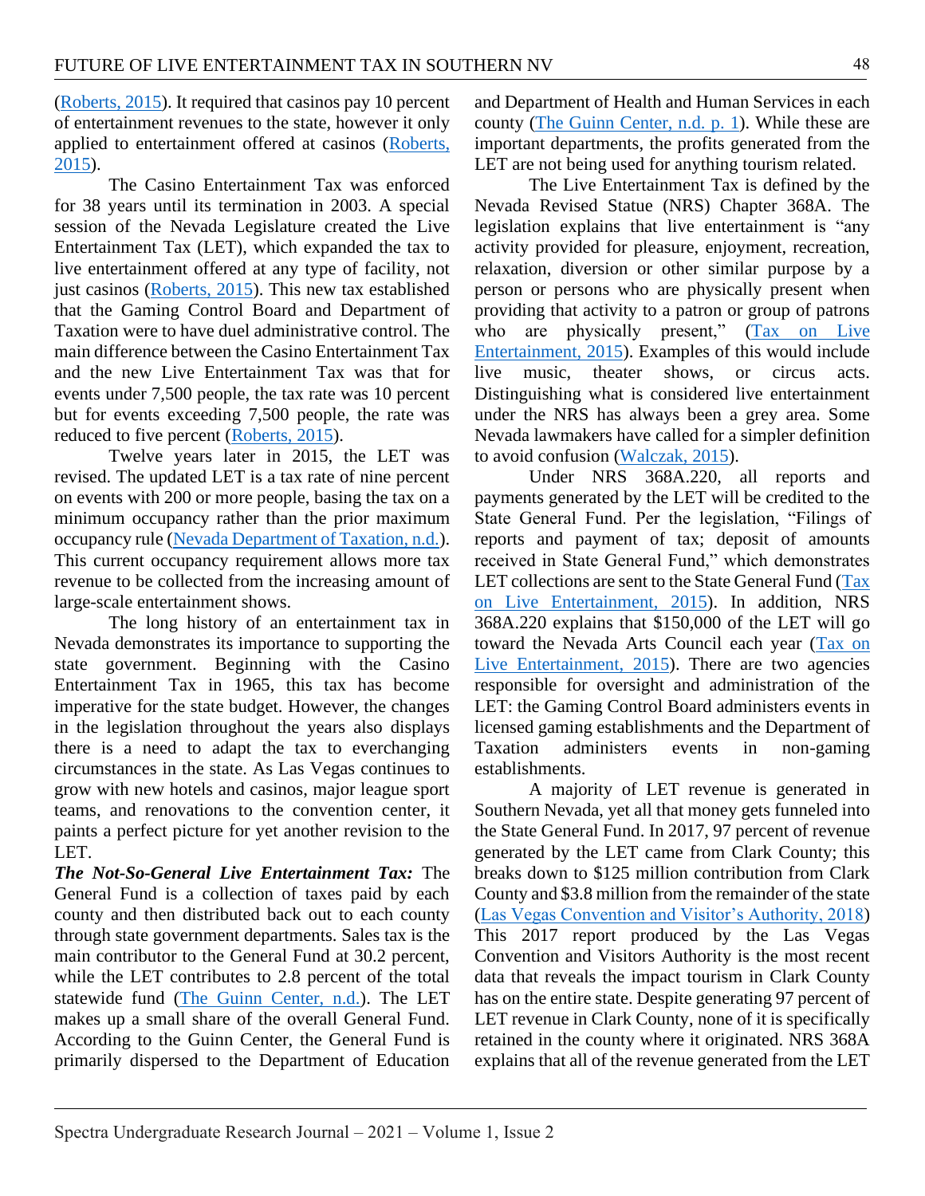(Roberts, 2015). It required that casinos pay 10 percent of entertainment revenues to the state, however it only applied to entertainment offered at casinos (Roberts, 2015).

The Casino Entertainment Tax was enforced for 38 years until its termination in 2003. A special session of the Nevada Legislature created the Live Entertainment Tax (LET), which expanded the tax to live entertainment offered at any type of facility, not just casinos (Roberts, 2015). This new tax established that the Gaming Control Board and Department of Taxation were to have duel administrative control. The main difference between the Casino Entertainment Tax and the new Live Entertainment Tax was that for events under 7,500 people, the tax rate was 10 percent but for events exceeding 7,500 people, the rate was reduced to five percent (Roberts, 2015).

Twelve years later in 2015, the LET was revised. The updated LET is a tax rate of nine percent on events with 200 or more people, basing the tax on a minimum occupancy rather than the prior maximum occupancy rule (Nevada Department of Taxation, n.d.). This current occupancy requirement allows more tax revenue to be collected from the increasing amount of large-scale entertainment shows.

The long history of an entertainment tax in Nevada demonstrates its importance to supporting the state government. Beginning with the Casino Entertainment Tax in 1965, this tax has become imperative for the state budget. However, the changes in the legislation throughout the years also displays there is a need to adapt the tax to everchanging circumstances in the state. As Las Vegas continues to grow with new hotels and casinos, major league sport teams, and renovations to the convention center, it paints a perfect picture for yet another revision to the LET.

***The Not-So-General Live Entertainment Tax:*** The General Fund is a collection of taxes paid by each county and then distributed back out to each county through state government departments. Sales tax is the main contributor to the General Fund at 30.2 percent, while the LET contributes to 2.8 percent of the total statewide fund (The Guinn Center, n.d.). The LET makes up a small share of the overall General Fund. According to the Guinn Center, the General Fund is primarily dispersed to the Department of Education and Department of Health and Human Services in each county (The Guinn Center, n.d. p. 1). While these are important departments, the profits generated from the LET are not being used for anything tourism related.

The Live Entertainment Tax is defined by the Nevada Revised Statue (NRS) Chapter 368A. The legislation explains that live entertainment is "any activity provided for pleasure, enjoyment, recreation, relaxation, diversion or other similar purpose by a person or persons who are physically present when providing that activity to a patron or group of patrons who are physically present," (Tax on Live Entertainment, 2015). Examples of this would include live music, theater shows, or circus acts. Distinguishing what is considered live entertainment under the NRS has always been a grey area. Some Nevada lawmakers have called for a simpler definition to avoid confusion (Walczak, 2015).

Under NRS 368A.220, all reports and payments generated by the LET will be credited to the State General Fund. Per the legislation, "Filings of reports and payment of tax; deposit of amounts received in State General Fund," which demonstrates LET collections are sent to the State General Fund (Tax on Live Entertainment, 2015). In addition, NRS 368A.220 explains that $150,000 of the LET will go toward the Nevada Arts Council each year (Tax on Live Entertainment, 2015). There are two agencies responsible for oversight and administration of the LET: the Gaming Control Board administers events in licensed gaming establishments and the Department of Taxation administers events in non-gaming establishments.

A majority of LET revenue is generated in Southern Nevada, yet all that money gets funneled into the State General Fund. In 2017, 97 percent of revenue generated by the LET came from Clark County; this breaks down to $125 million contribution from Clark County and $3.8 million from the remainder of the state (Las Vegas Convention and Visitor's Authority, 2018) This 2017 report produced by the Las Vegas Convention and Visitors Authority is the most recent data that reveals the impact tourism in Clark County has on the entire state. Despite generating 97 percent of LET revenue in Clark County, none of it is specifically retained in the county where it originated. NRS 368A explains that all of the revenue generated from the LET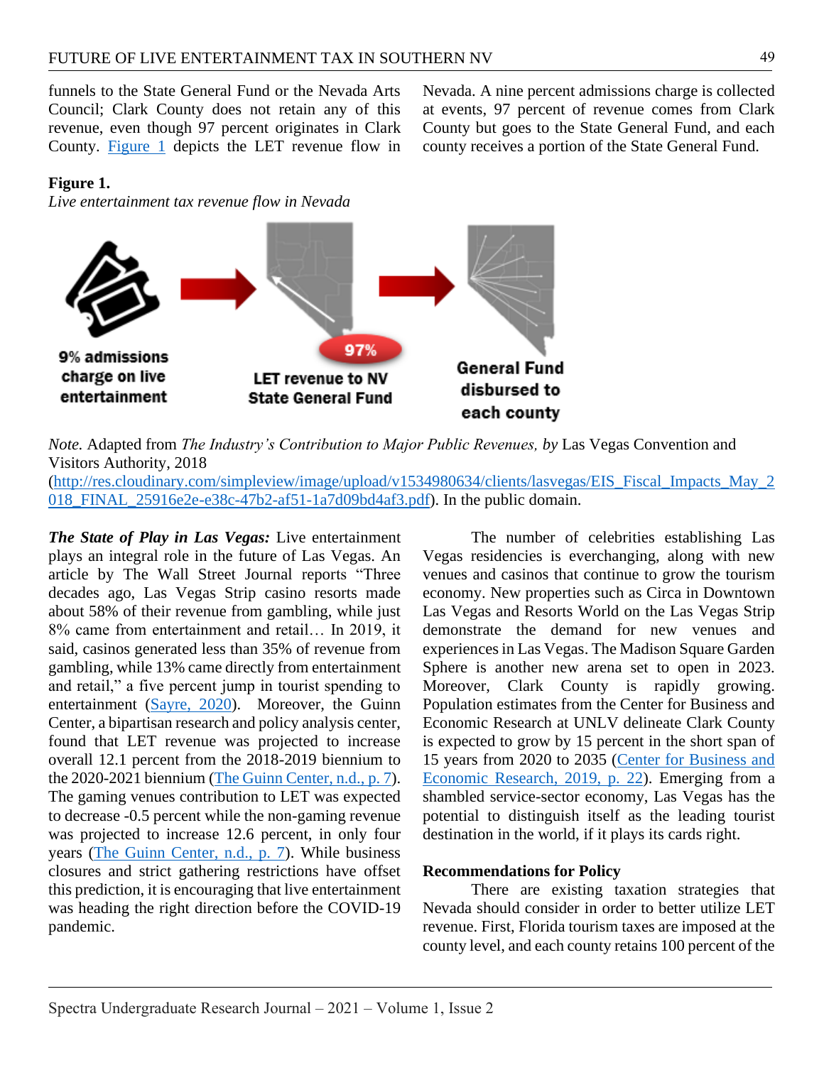funnels to the State General Fund or the Nevada Arts Council; Clark County does not retain any of this revenue, even though 97 percent originates in Clark County. Figure 1 depicts the LET revenue flow in Nevada. A nine percent admissions charge is collected at events, 97 percent of revenue comes from Clark County but goes to the State General Fund, and each county receives a portion of the State General Fund.

**Figure 1.**

*Live entertainment tax revenue flow in Nevada*

9% admissions charge on live entertainment → 97% LET revenue to NV State General Fund → General Fund disbursed to each county

*Note.* Adapted from *The Industry's Contribution to Major Public Revenues, by* Las Vegas Convention and Visitors Authority, 2018 (http://res.cloudinary.com/simpleview/image/upload/v1534980634/clients/lasvegas/EIS_Fiscal_Impacts_May_2018_FINAL_25916e2e-e38c-47b2-af51-1a7d09bd4af3.pdf). In the public domain.

***The State of Play in Las Vegas:*** Live entertainment plays an integral role in the future of Las Vegas. An article by The Wall Street Journal reports "Three decades ago, Las Vegas Strip casino resorts made about 58% of their revenue from gambling, while just 8% came from entertainment and retail… In 2019, it said, casinos generated less than 35% of revenue from gambling, while 13% came directly from entertainment and retail," a five percent jump in tourist spending to entertainment (Sayre, 2020). Moreover, the Guinn Center, a bipartisan research and policy analysis center, found that LET revenue was projected to increase overall 12.1 percent from the 2018-2019 biennium to the 2020-2021 biennium (The Guinn Center, n.d., p. 7). The gaming venues contribution to LET was expected to decrease -0.5 percent while the non-gaming revenue was projected to increase 12.6 percent, in only four years (The Guinn Center, n.d., p. 7). While business closures and strict gathering restrictions have offset this prediction, it is encouraging that live entertainment was heading the right direction before the COVID-19 pandemic.

The number of celebrities establishing Las Vegas residencies is everchanging, along with new venues and casinos that continue to grow the tourism economy. New properties such as Circa in Downtown Las Vegas and Resorts World on the Las Vegas Strip demonstrate the demand for new venues and experiences in Las Vegas. The Madison Square Garden Sphere is another new arena set to open in 2023. Moreover, Clark County is rapidly growing. Population estimates from the Center for Business and Economic Research at UNLV delineate Clark County is expected to grow by 15 percent in the short span of 15 years from 2020 to 2035 (Center for Business and Economic Research, 2019, p. 22). Emerging from a shambled service-sector economy, Las Vegas has the potential to distinguish itself as the leading tourist destination in the world, if it plays its cards right.

**Recommendations for Policy**

There are existing taxation strategies that Nevada should consider in order to better utilize LET revenue. First, Florida tourism taxes are imposed at the county level, and each county retains 100 percent of the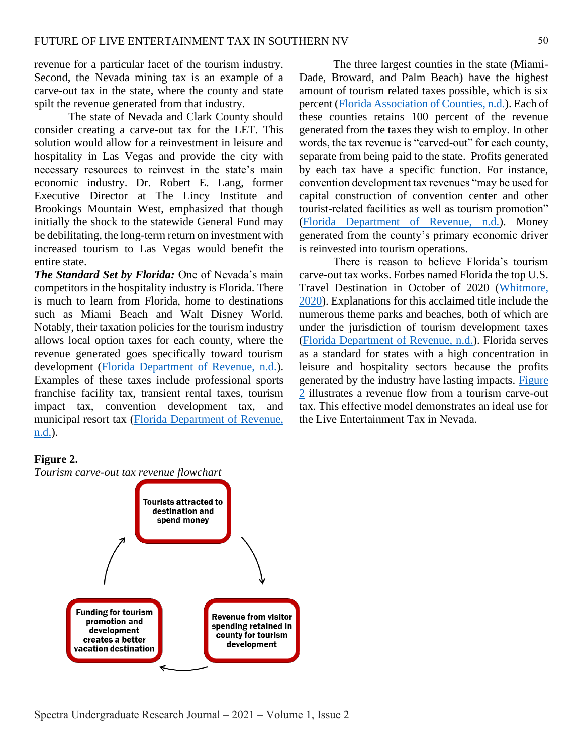revenue for a particular facet of the tourism industry. Second, the Nevada mining tax is an example of a carve-out tax in the state, where the county and state spilt the revenue generated from that industry.

The state of Nevada and Clark County should consider creating a carve-out tax for the LET. This solution would allow for a reinvestment in leisure and hospitality in Las Vegas and provide the city with necessary resources to reinvest in the state's main economic industry. Dr. Robert E. Lang, former Executive Director at The Lincy Institute and Brookings Mountain West, emphasized that though initially the shock to the statewide General Fund may be debilitating, the long-term return on investment with increased tourism to Las Vegas would benefit the entire state.

***The Standard Set by Florida:*** One of Nevada's main competitors in the hospitality industry is Florida. There is much to learn from Florida, home to destinations such as Miami Beach and Walt Disney World. Notably, their taxation policies for the tourism industry allows local option taxes for each county, where the revenue generated goes specifically toward tourism development (Florida Department of Revenue, n.d.). Examples of these taxes include professional sports franchise facility tax, transient rental taxes, tourism impact tax, convention development tax, and municipal resort tax (Florida Department of Revenue, n.d.).

The three largest counties in the state (Miami-Dade, Broward, and Palm Beach) have the highest amount of tourism related taxes possible, which is six percent (Florida Association of Counties, n.d.). Each of these counties retains 100 percent of the revenue generated from the taxes they wish to employ. In other words, the tax revenue is "carved-out" for each county, separate from being paid to the state. Profits generated by each tax have a specific function. For instance, convention development tax revenues "may be used for capital construction of convention center and other tourist-related facilities as well as tourism promotion" (Florida Department of Revenue, n.d.). Money generated from the county's primary economic driver is reinvested into tourism operations.

There is reason to believe Florida's tourism carve-out tax works. Forbes named Florida the top U.S. Travel Destination in October of 2020 (Whitmore, 2020). Explanations for this acclaimed title include the numerous theme parks and beaches, both of which are under the jurisdiction of tourism development taxes (Florida Department of Revenue, n.d.). Florida serves as a standard for states with a high concentration in leisure and hospitality sectors because the profits generated by the industry have lasting impacts. Figure 2 illustrates a revenue flow from a tourism carve-out tax. This effective model demonstrates an ideal use for the Live Entertainment Tax in Nevada.

**Figure 2.**
*Tourism carve-out tax revenue flowchart*

Tourists attracted to destination and spend money → Revenue from visitor spending retained in county for tourism development → Funding for tourism promotion and development creates a better vacation destination → Tourists attracted to destination and spend money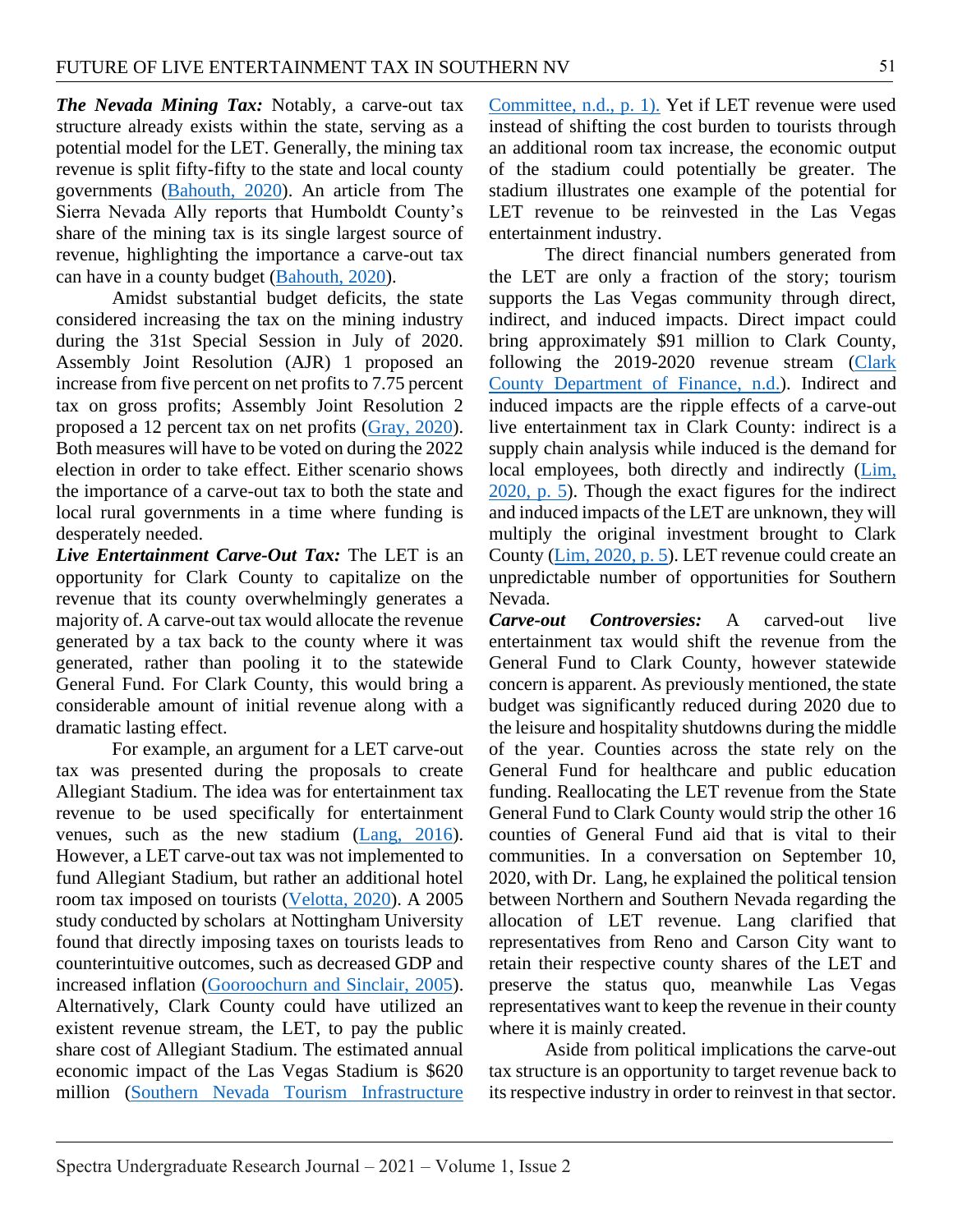***The Nevada Mining Tax:*** Notably, a carve-out tax structure already exists within the state, serving as a potential model for the LET. Generally, the mining tax revenue is split fifty-fifty to the state and local county governments (Bahouth, 2020). An article from The Sierra Nevada Ally reports that Humboldt County's share of the mining tax is its single largest source of revenue, highlighting the importance a carve-out tax can have in a county budget (Bahouth, 2020).

Amidst substantial budget deficits, the state considered increasing the tax on the mining industry during the 31st Special Session in July of 2020. Assembly Joint Resolution (AJR) 1 proposed an increase from five percent on net profits to 7.75 percent tax on gross profits; Assembly Joint Resolution 2 proposed a 12 percent tax on net profits (Gray, 2020). Both measures will have to be voted on during the 2022 election in order to take effect. Either scenario shows the importance of a carve-out tax to both the state and local rural governments in a time where funding is desperately needed.

***Live Entertainment Carve-Out Tax:*** The LET is an opportunity for Clark County to capitalize on the revenue that its county overwhelmingly generates a majority of. A carve-out tax would allocate the revenue generated by a tax back to the county where it was generated, rather than pooling it to the statewide General Fund. For Clark County, this would bring a considerable amount of initial revenue along with a dramatic lasting effect.

For example, an argument for a LET carve-out tax was presented during the proposals to create Allegiant Stadium. The idea was for entertainment tax revenue to be used specifically for entertainment venues, such as the new stadium (Lang, 2016). However, a LET carve-out tax was not implemented to fund Allegiant Stadium, but rather an additional hotel room tax imposed on tourists (Velotta, 2020). A 2005 study conducted by scholars at Nottingham University found that directly imposing taxes on tourists leads to counterintuitive outcomes, such as decreased GDP and increased inflation (Gooroochurn and Sinclair, 2005). Alternatively, Clark County could have utilized an existent revenue stream, the LET, to pay the public share cost of Allegiant Stadium. The estimated annual economic impact of the Las Vegas Stadium is $620 million (Southern Nevada Tourism Infrastructure Committee, n.d., p. 1). Yet if LET revenue were used instead of shifting the cost burden to tourists through an additional room tax increase, the economic output of the stadium could potentially be greater. The stadium illustrates one example of the potential for LET revenue to be reinvested in the Las Vegas entertainment industry.

The direct financial numbers generated from the LET are only a fraction of the story; tourism supports the Las Vegas community through direct, indirect, and induced impacts. Direct impact could bring approximately $91 million to Clark County, following the 2019-2020 revenue stream (Clark County Department of Finance, n.d.). Indirect and induced impacts are the ripple effects of a carve-out live entertainment tax in Clark County: indirect is a supply chain analysis while induced is the demand for local employees, both directly and indirectly (Lim, 2020, p. 5). Though the exact figures for the indirect and induced impacts of the LET are unknown, they will multiply the original investment brought to Clark County (Lim, 2020, p. 5). LET revenue could create an unpredictable number of opportunities for Southern Nevada.

***Carve-out Controversies:*** A carved-out live entertainment tax would shift the revenue from the General Fund to Clark County, however statewide concern is apparent. As previously mentioned, the state budget was significantly reduced during 2020 due to the leisure and hospitality shutdowns during the middle of the year. Counties across the state rely on the General Fund for healthcare and public education funding. Reallocating the LET revenue from the State General Fund to Clark County would strip the other 16 counties of General Fund aid that is vital to their communities. In a conversation on September 10, 2020, with Dr. Lang, he explained the political tension between Northern and Southern Nevada regarding the allocation of LET revenue. Lang clarified that representatives from Reno and Carson City want to retain their respective county shares of the LET and preserve the status quo, meanwhile Las Vegas representatives want to keep the revenue in their county where it is mainly created.

Aside from political implications the carve-out tax structure is an opportunity to target revenue back to its respective industry in order to reinvest in that sector.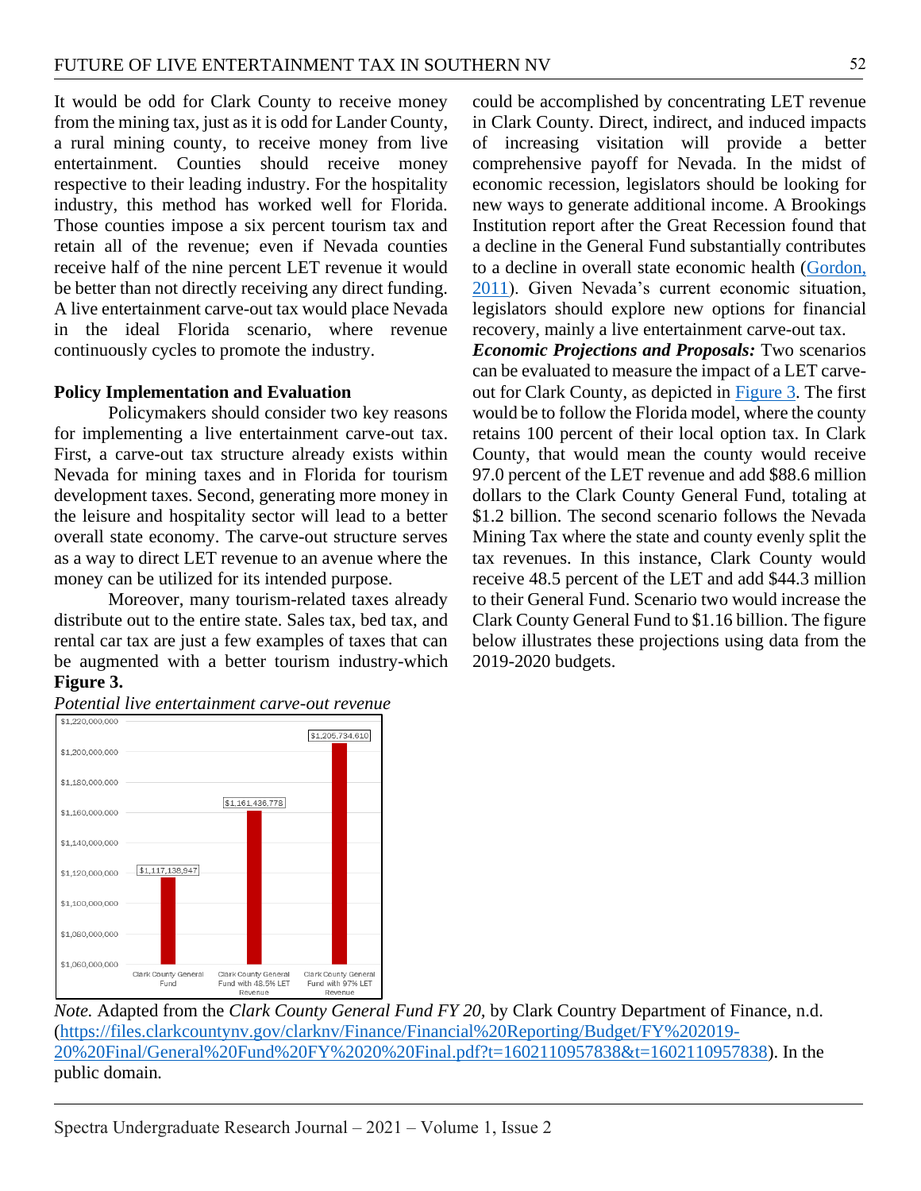It would be odd for Clark County to receive money from the mining tax, just as it is odd for Lander County, a rural mining county, to receive money from live entertainment. Counties should receive money respective to their leading industry. For the hospitality industry, this method has worked well for Florida. Those counties impose a six percent tourism tax and retain all of the revenue; even if Nevada counties receive half of the nine percent LET revenue it would be better than not directly receiving any direct funding. A live entertainment carve-out tax would place Nevada in the ideal Florida scenario, where revenue continuously cycles to promote the industry.

## Policy Implementation and Evaluation

Policymakers should consider two key reasons for implementing a live entertainment carve-out tax. First, a carve-out tax structure already exists within Nevada for mining taxes and in Florida for tourism development taxes. Second, generating more money in the leisure and hospitality sector will lead to a better overall state economy. The carve-out structure serves as a way to direct LET revenue to an avenue where the money can be utilized for its intended purpose.

Moreover, many tourism-related taxes already distribute out to the entire state. Sales tax, bed tax, and rental car tax are just a few examples of taxes that can be augmented with a better tourism industry-which could be accomplished by concentrating LET revenue in Clark County. Direct, indirect, and induced impacts of increasing visitation will provide a better comprehensive payoff for Nevada. In the midst of economic recession, legislators should be looking for new ways to generate additional income. A Brookings Institution report after the Great Recession found that a decline in the General Fund substantially contributes to a decline in overall state economic health (Gordon, 2011). Given Nevada's current economic situation, legislators should explore new options for financial recovery, mainly a live entertainment carve-out tax.

***Economic Projections and Proposals:*** Two scenarios can be evaluated to measure the impact of a LET carve-out for Clark County, as depicted in Figure 3. The first would be to follow the Florida model, where the county retains 100 percent of their local option tax. In Clark County, that would mean the county would receive 97.0 percent of the LET revenue and add $88.6 million dollars to the Clark County General Fund, totaling at $1.2 billion. The second scenario follows the Nevada Mining Tax where the state and county evenly split the tax revenues. In this instance, Clark County would receive 48.5 percent of the LET and add $44.3 million to their General Fund. Scenario two would increase the Clark County General Fund to $1.16 billion. The figure below illustrates these projections using data from the 2019-2020 budgets.

**Figure 3.**

*Potential live entertainment carve-out revenue*

| Category | Value |
|---|---|
| Clark County General Fund | $1,117,138,947 |
| Clark County General Fund with 48.5% LET Revenue | $1,161,436,778 |
| Clark County General Fund with 97% LET Revenue | $1,205,734,610 |

*Note.* Adapted from the *Clark County General Fund FY 20,* by Clark Country Department of Finance, n.d. (https://files.clarkcountynv.gov/clarknv/Finance/Financial%20Reporting/Budget/FY%202019-20%20Final/General%20Fund%20FY%2020%20Final.pdf?t=1602110957838&t=1602110957838). In the public domain.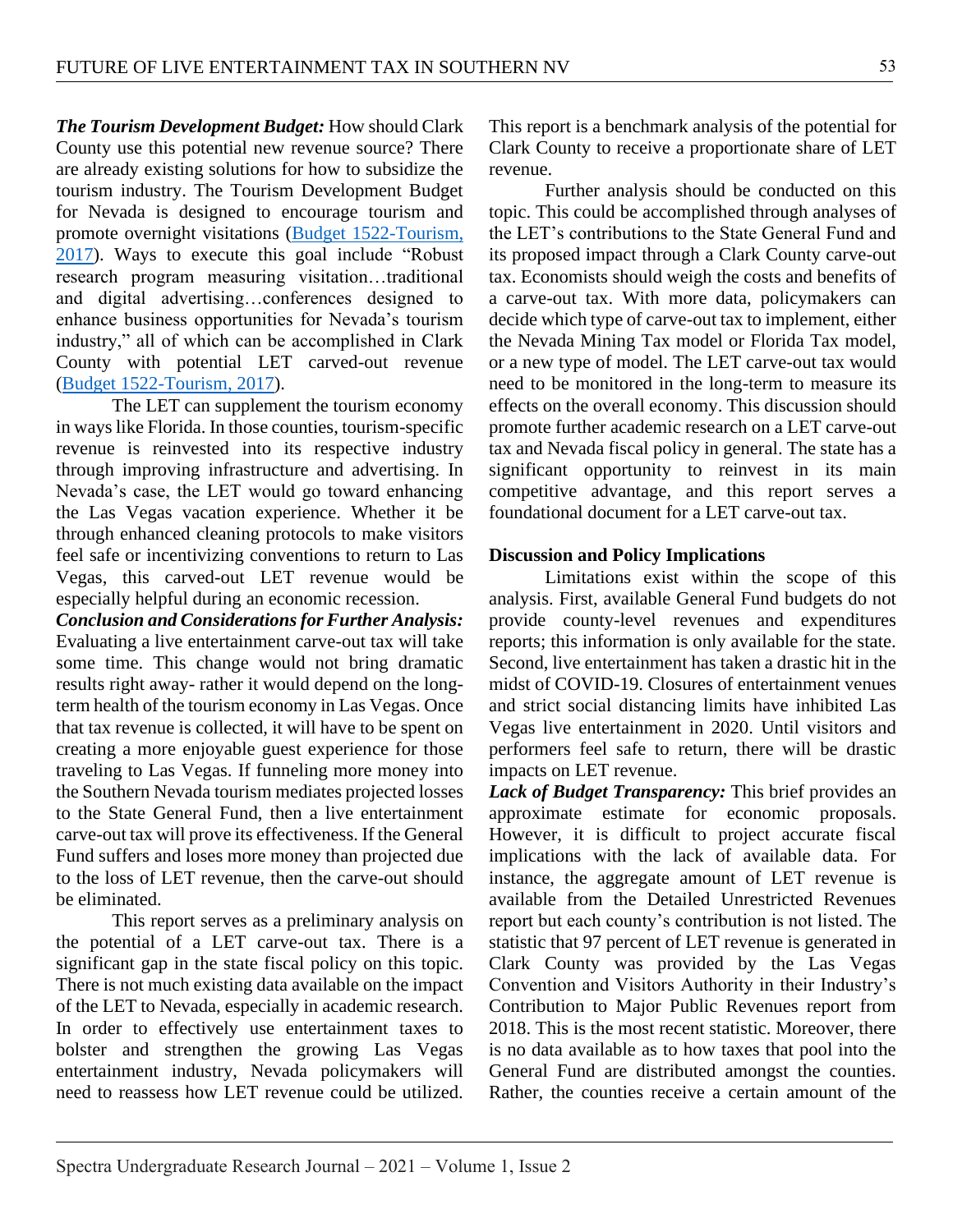***The Tourism Development Budget:*** How should Clark County use this potential new revenue source? There are already existing solutions for how to subsidize the tourism industry. The Tourism Development Budget for Nevada is designed to encourage tourism and promote overnight visitations ([Budget 1522-Tourism, 2017]). Ways to execute this goal include "Robust research program measuring visitation…traditional and digital advertising…conferences designed to enhance business opportunities for Nevada's tourism industry," all of which can be accomplished in Clark County with potential LET carved-out revenue ([Budget 1522-Tourism, 2017]).

The LET can supplement the tourism economy in ways like Florida. In those counties, tourism-specific revenue is reinvested into its respective industry through improving infrastructure and advertising. In Nevada's case, the LET would go toward enhancing the Las Vegas vacation experience. Whether it be through enhanced cleaning protocols to make visitors feel safe or incentivizing conventions to return to Las Vegas, this carved-out LET revenue would be especially helpful during an economic recession.

***Conclusion and Considerations for Further Analysis:*** Evaluating a live entertainment carve-out tax will take some time. This change would not bring dramatic results right away- rather it would depend on the long-term health of the tourism economy in Las Vegas. Once that tax revenue is collected, it will have to be spent on creating a more enjoyable guest experience for those traveling to Las Vegas. If funneling more money into the Southern Nevada tourism mediates projected losses to the State General Fund, then a live entertainment carve-out tax will prove its effectiveness. If the General Fund suffers and loses more money than projected due to the loss of LET revenue, then the carve-out should be eliminated.

This report serves as a preliminary analysis on the potential of a LET carve-out tax. There is a significant gap in the state fiscal policy on this topic. There is not much existing data available on the impact of the LET to Nevada, especially in academic research. In order to effectively use entertainment taxes to bolster and strengthen the growing Las Vegas entertainment industry, Nevada policymakers will need to reassess how LET revenue could be utilized. This report is a benchmark analysis of the potential for Clark County to receive a proportionate share of LET revenue.

Further analysis should be conducted on this topic. This could be accomplished through analyses of the LET's contributions to the State General Fund and its proposed impact through a Clark County carve-out tax. Economists should weigh the costs and benefits of a carve-out tax. With more data, policymakers can decide which type of carve-out tax to implement, either the Nevada Mining Tax model or Florida Tax model, or a new type of model. The LET carve-out tax would need to be monitored in the long-term to measure its effects on the overall economy. This discussion should promote further academic research on a LET carve-out tax and Nevada fiscal policy in general. The state has a significant opportunity to reinvest in its main competitive advantage, and this report serves a foundational document for a LET carve-out tax.

**Discussion and Policy Implications**

Limitations exist within the scope of this analysis. First, available General Fund budgets do not provide county-level revenues and expenditures reports; this information is only available for the state. Second, live entertainment has taken a drastic hit in the midst of COVID-19. Closures of entertainment venues and strict social distancing limits have inhibited Las Vegas live entertainment in 2020. Until visitors and performers feel safe to return, there will be drastic impacts on LET revenue.

***Lack of Budget Transparency:*** This brief provides an approximate estimate for economic proposals. However, it is difficult to project accurate fiscal implications with the lack of available data. For instance, the aggregate amount of LET revenue is available from the Detailed Unrestricted Revenues report but each county's contribution is not listed. The statistic that 97 percent of LET revenue is generated in Clark County was provided by the Las Vegas Convention and Visitors Authority in their Industry's Contribution to Major Public Revenues report from 2018. This is the most recent statistic. Moreover, there is no data available as to how taxes that pool into the General Fund are distributed amongst the counties. Rather, the counties receive a certain amount of the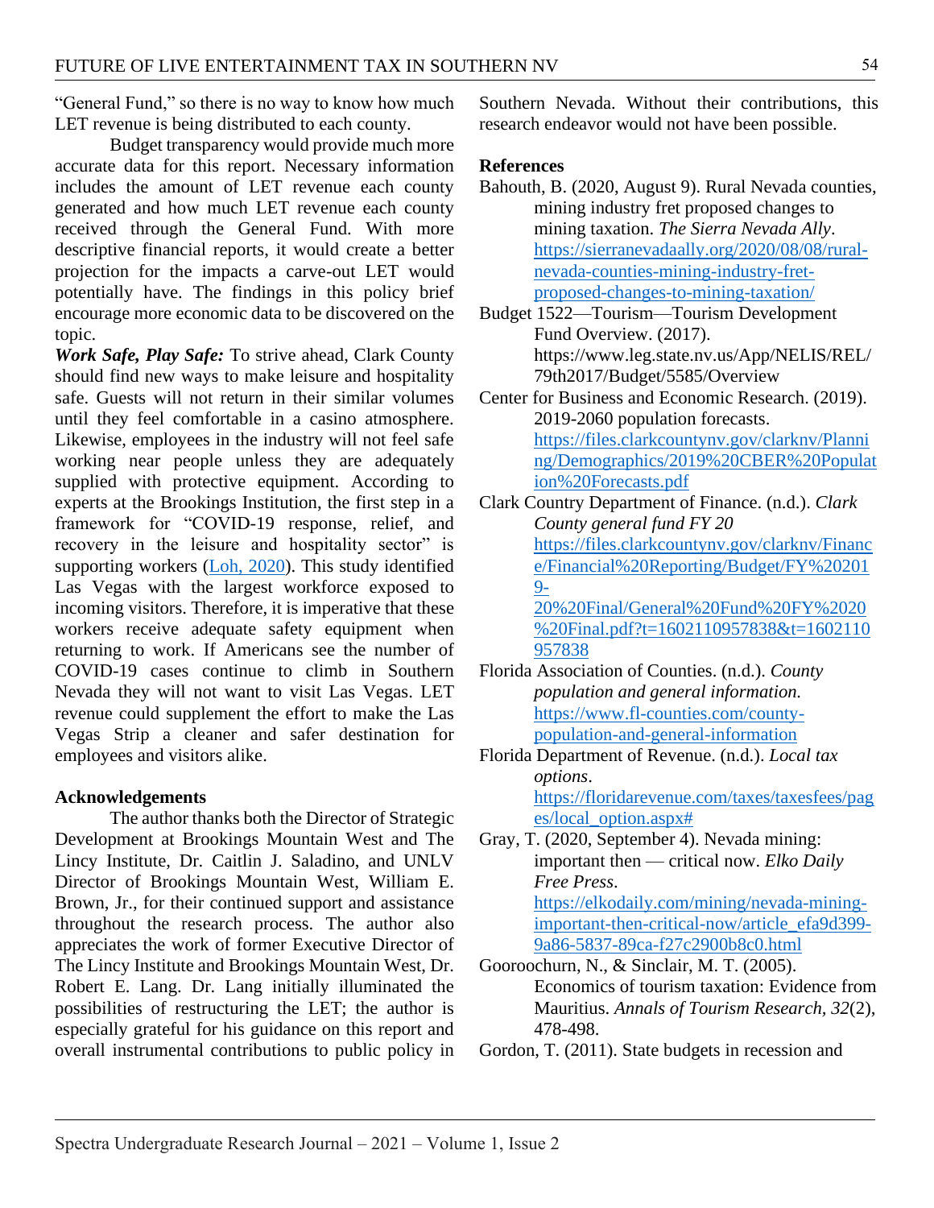"General Fund," so there is no way to know how much LET revenue is being distributed to each county.

Budget transparency would provide much more accurate data for this report. Necessary information includes the amount of LET revenue each county generated and how much LET revenue each county received through the General Fund. With more descriptive financial reports, it would create a better projection for the impacts a carve-out LET would potentially have. The findings in this policy brief encourage more economic data to be discovered on the topic.

***Work Safe, Play Safe:*** To strive ahead, Clark County should find new ways to make leisure and hospitality safe. Guests will not return in their similar volumes until they feel comfortable in a casino atmosphere. Likewise, employees in the industry will not feel safe working near people unless they are adequately supplied with protective equipment. According to experts at the Brookings Institution, the first step in a framework for "COVID-19 response, relief, and recovery in the leisure and hospitality sector" is supporting workers (Loh, 2020). This study identified Las Vegas with the largest workforce exposed to incoming visitors. Therefore, it is imperative that these workers receive adequate safety equipment when returning to work. If Americans see the number of COVID-19 cases continue to climb in Southern Nevada they will not want to visit Las Vegas. LET revenue could supplement the effort to make the Las Vegas Strip a cleaner and safer destination for employees and visitors alike.

**Acknowledgements**

The author thanks both the Director of Strategic Development at Brookings Mountain West and The Lincy Institute, Dr. Caitlin J. Saladino, and UNLV Director of Brookings Mountain West, William E. Brown, Jr., for their continued support and assistance throughout the research process. The author also appreciates the work of former Executive Director of The Lincy Institute and Brookings Mountain West, Dr. Robert E. Lang. Dr. Lang initially illuminated the possibilities of restructuring the LET; the author is especially grateful for his guidance on this report and overall instrumental contributions to public policy in Southern Nevada. Without their contributions, this research endeavor would not have been possible.

**References**

Bahouth, B. (2020, August 9). Rural Nevada counties, mining industry fret proposed changes to mining taxation. *The Sierra Nevada Ally*. https://sierranevadaally.org/2020/08/08/rural-nevada-counties-mining-industry-fret-proposed-changes-to-mining-taxation/

Budget 1522—Tourism—Tourism Development Fund Overview. (2017). https://www.leg.state.nv.us/App/NELIS/REL/79th2017/Budget/5585/Overview

Center for Business and Economic Research. (2019). 2019-2060 population forecasts. https://files.clarkcountynv.gov/clarknv/Planning/Demographics/2019%20CBER%20Population%20Forecasts.pdf

Clark Country Department of Finance. (n.d.). *Clark County general fund FY 20* https://files.clarkcountynv.gov/clarknv/Finance/Financial%20Reporting/Budget/FY%202019-20%20Final/General%20Fund%20FY%2020%20Final.pdf?t=1602110957838&t=1602110957838

Florida Association of Counties. (n.d.). *County population and general information.* https://www.fl-counties.com/county-population-and-general-information

Florida Department of Revenue. (n.d.). *Local tax options*. https://floridarevenue.com/taxes/taxesfees/pages/local_option.aspx#

Gray, T. (2020, September 4). Nevada mining: important then — critical now. *Elko Daily Free Press*. https://elkodaily.com/mining/nevada-mining-important-then-critical-now/article_efa9d399-9a86-5837-89ca-f27c2900b8c0.html

Gooroochurn, N., & Sinclair, M. T. (2005). Economics of tourism taxation: Evidence from Mauritius. *Annals of Tourism Research, 32*(2), 478-498.

Gordon, T. (2011). State budgets in recession and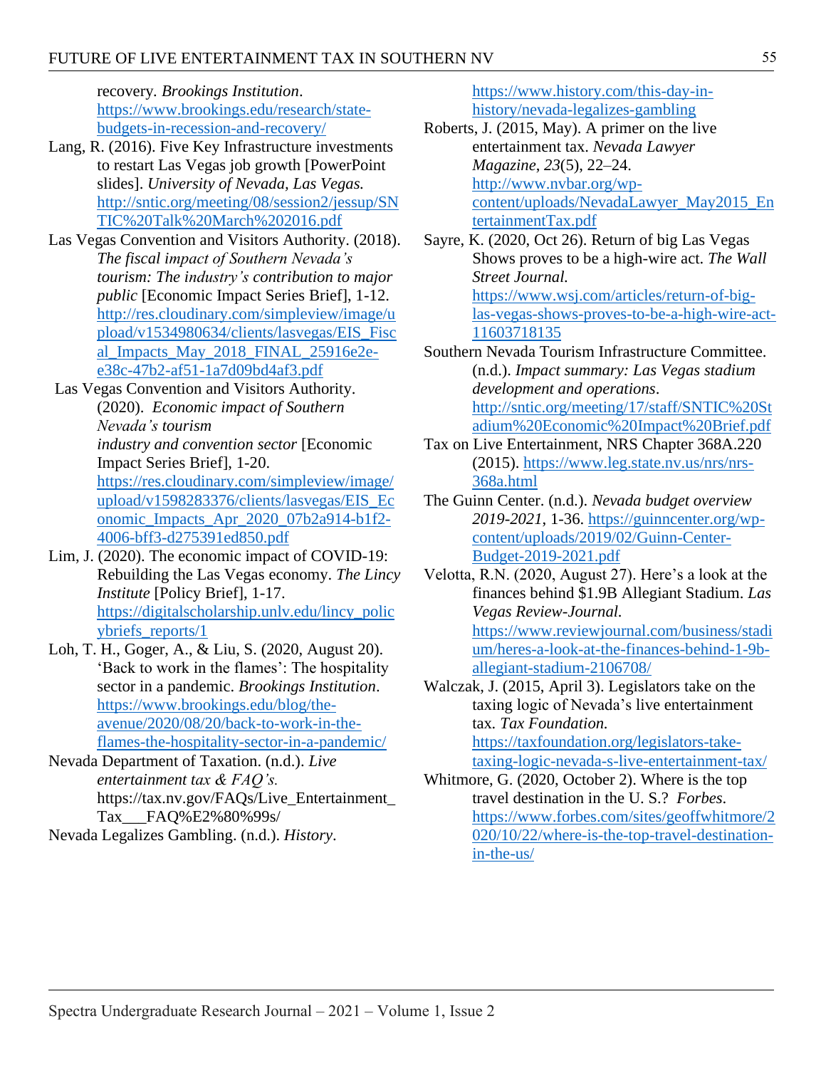recovery. *Brookings Institution*. https://www.brookings.edu/research/state-budgets-in-recession-and-recovery/

Lang, R. (2016). Five Key Infrastructure investments to restart Las Vegas job growth [PowerPoint slides]. *University of Nevada, Las Vegas.* http://sntic.org/meeting/08/session2/jessup/SNTIC%20Talk%20March%202016.pdf

Las Vegas Convention and Visitors Authority. (2018). *The fiscal impact of Southern Nevada's tourism: The industry's contribution to major public* [Economic Impact Series Brief], 1-12. http://res.cloudinary.com/simpleview/image/upload/v1534980634/clients/lasvegas/EIS_Fiscal_Impacts_May_2018_FINAL_25916e2e-e38c-47b2-af51-1a7d09bd4af3.pdf

Las Vegas Convention and Visitors Authority. (2020). *Economic impact of Southern Nevada's tourism industry and convention sector* [Economic Impact Series Brief], 1-20. https://res.cloudinary.com/simpleview/image/upload/v1598283376/clients/lasvegas/EIS_Economic_Impacts_Apr_2020_07b2a914-b1f2-4006-bff3-d275391ed850.pdf

Lim, J. (2020). The economic impact of COVID-19: Rebuilding the Las Vegas economy. *The Lincy Institute* [Policy Brief], 1-17. https://digitalscholarship.unlv.edu/lincy_policybriefs_reports/1

Loh, T. H., Goger, A., & Liu, S. (2020, August 20). 'Back to work in the flames': The hospitality sector in a pandemic. *Brookings Institution*. https://www.brookings.edu/blog/the-avenue/2020/08/20/back-to-work-in-the-flames-the-hospitality-sector-in-a-pandemic/

Nevada Department of Taxation. (n.d.). *Live entertainment tax & FAQ's.* https://tax.nv.gov/FAQs/Live_Entertainment_Tax___FAQ%E2%80%99s/

Nevada Legalizes Gambling. (n.d.). *History*. https://www.history.com/this-day-in-history/nevada-legalizes-gambling

Roberts, J. (2015, May). A primer on the live entertainment tax. *Nevada Lawyer Magazine*, *23*(5), 22–24. http://www.nvbar.org/wp-content/uploads/NevadaLawyer_May2015_EntertainmentTax.pdf

Sayre, K. (2020, Oct 26). Return of big Las Vegas Shows proves to be a high-wire act. *The Wall Street Journal.* https://www.wsj.com/articles/return-of-big-las-vegas-shows-proves-to-be-a-high-wire-act-11603718135

Southern Nevada Tourism Infrastructure Committee. (n.d.). *Impact summary: Las Vegas stadium development and operations*. http://sntic.org/meeting/17/staff/SNTIC%20Stadium%20Economic%20Impact%20Brief.pdf

Tax on Live Entertainment, NRS Chapter 368A.220 (2015). https://www.leg.state.nv.us/nrs/nrs-368a.html

The Guinn Center. (n.d.). *Nevada budget overview 2019-2021*, 1-36. https://guinncenter.org/wp-content/uploads/2019/02/Guinn-Center-Budget-2019-2021.pdf

Velotta, R.N. (2020, August 27). Here's a look at the finances behind $1.9B Allegiant Stadium. *Las Vegas Review-Journal.* https://www.reviewjournal.com/business/stadium/heres-a-look-at-the-finances-behind-1-9b-allegiant-stadium-2106708/

Walczak, J. (2015, April 3). Legislators take on the taxing logic of Nevada's live entertainment tax. *Tax Foundation.* https://taxfoundation.org/legislators-take-taxing-logic-nevada-s-live-entertainment-tax/

Whitmore, G. (2020, October 2). Where is the top travel destination in the U. S.? *Forbes*. https://www.forbes.com/sites/geoffwhitmore/2020/10/22/where-is-the-top-travel-destination-in-the-us/